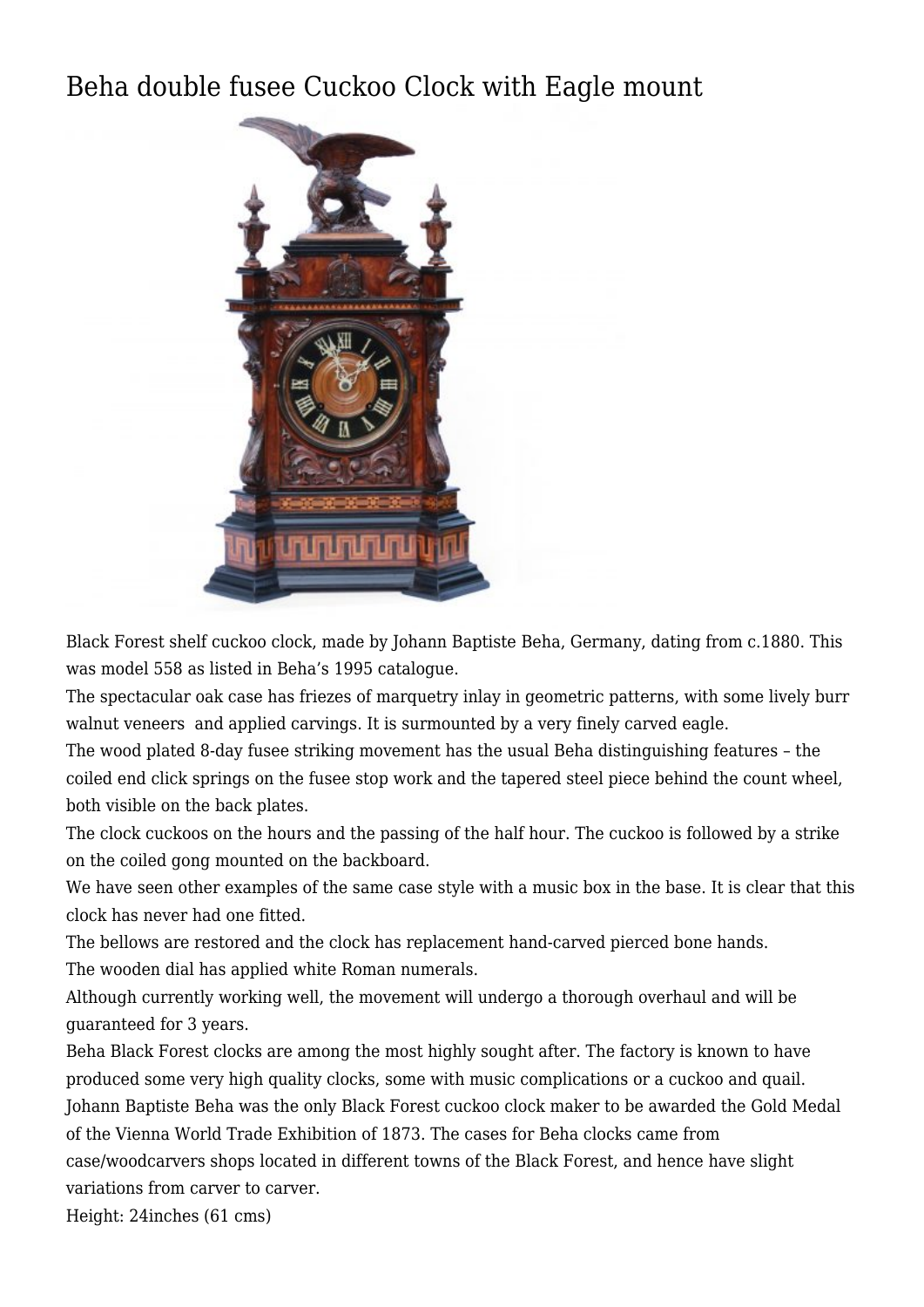# Beha double fusee Cuckoo Clock with Eagle mount

Black Forest shelf cuckoo clock, made by Johann Baptiste Beha, Germany, dating from c.1880. This was model 558 as listed in Beha's 1995 catalogue.

The spectacular oak case has friezes of marquetry inlay in geometric patterns, with some lively burr walnut veneers and applied carvings. It is surmounted by a very finely carved eagle.

The wood plated 8-day fusee striking movement has the usual Beha distinguishing features – the coiled end click springs on the fusee stop work and the tapered steel piece behind the count wheel, both visible on the back plates.

The clock cuckoos on the hours and the passing of the half hour. The cuckoo is followed by a strike on the coiled gong mounted on the backboard.

We have seen other examples of the same case style with a music box in the base. It is clear that this clock has never had one fitted.

The bellows are restored and the clock has replacement hand-carved pierced bone hands.

The wooden dial has applied white Roman numerals.

Although currently working well, the movement will undergo a thorough overhaul and will be guaranteed for 3 years.

Beha Black Forest clocks are among the most highly sought after. The factory is known to have produced some very high quality clocks, some with music complications or a cuckoo and quail. Johann Baptiste Beha was the only Black Forest cuckoo clock maker to be awarded the Gold Medal of the Vienna World Trade Exhibition of 1873. The cases for Beha clocks came from case/woodcarvers shops located in different towns of the Black Forest, and hence have slight variations from carver to carver.

Height: 24inches (61 cms)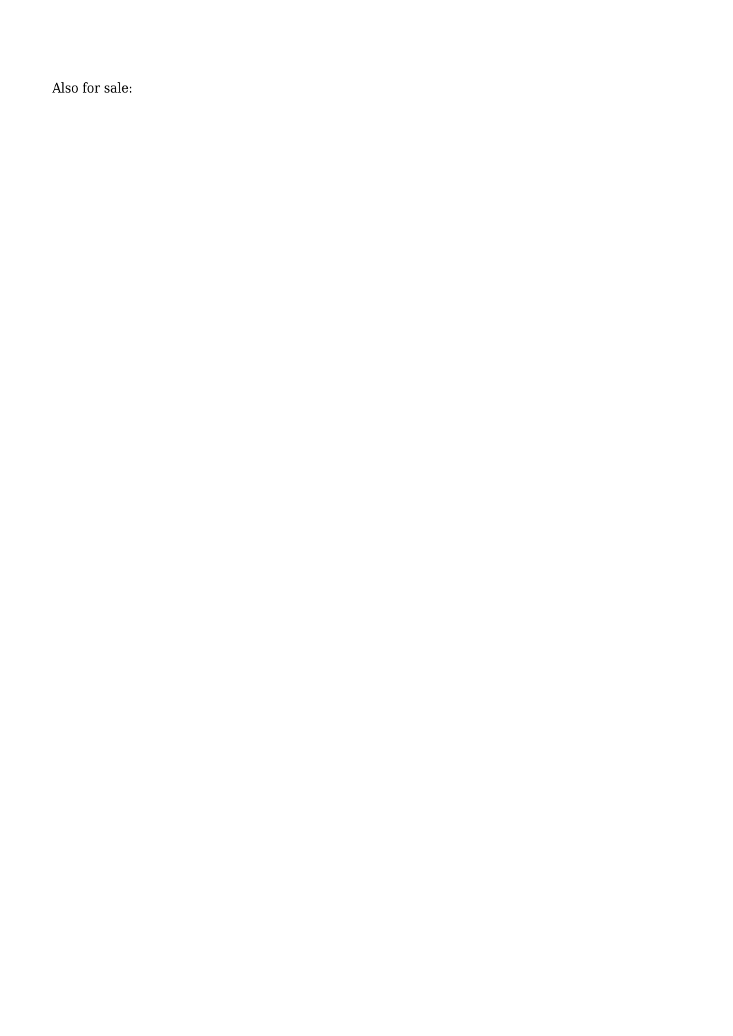Also for sale: